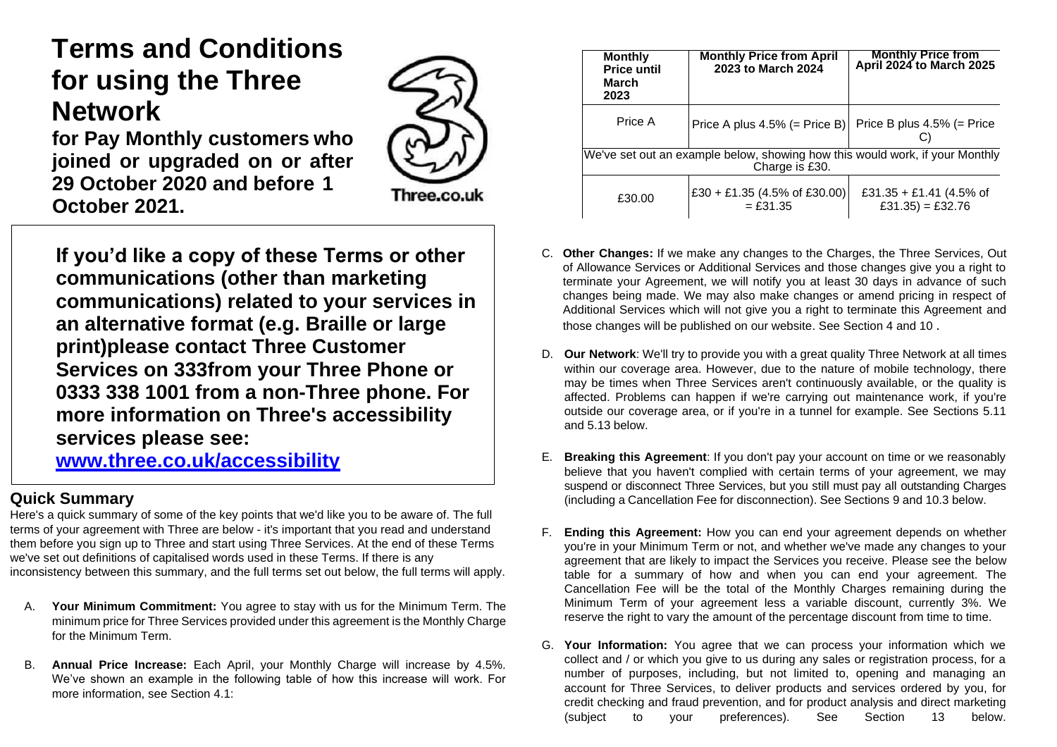# Terms and Conditions for using the Three Network

**for Pay Monthly customers who joined or upgraded on or after 29 October 2020 and before 1 October 2021.**

Three.co.uk

**If you'd like a copy of these Terms or other communications (other than marketing communications) related to your services in an alternative format (e.g. Braille or large print)please contact Three Customer Services on 333from your Three Phone or 0333 338 1001 from a non-Three phone. For more information on Three's accessibility services please see: [www.three.co.uk/accessibility](www.three.co.uk/accessibility)**

## Quick Summary

Here's a quick summary of some of the key points that we'd like you to be aware of. The full terms of your agreement with Three are below - it's important that you read and understand them before you sign up to Three and start using Three Services. At the end of these Terms we've set out definitions of capitalised words used in these Terms. If there is any inconsistency between this summary, and the full terms set out below, the full terms will apply.

A. **Your Minimum Commitment:** You agree to stay with us for the Minimum Term. The minimum price for Three Services provided under this agreement is the Monthly Charge for the Minimum Term.

B. **Annual Price Increase:** Each April, your Monthly Charge will increase by 4.5%. We've shown an example in the following table of how this increase will work. For more information, see Section 4.1:

| Monthly Price until March 2023 | Monthly Price from April 2023 to March 2024 | Monthly Price from April 2024 to March 2025 |
|---|---|---|
| Price A | Price A plus 4.5% (= Price B) | Price B plus 4.5% (= Price C) |
| We've set out an example below, showing how this would work, if your Monthly Charge is £30. | | |
| £30.00 | £30 + £1.35 (4.5% of £30.00) = £31.35 | £31.35 + £1.41 (4.5% of £31.35) = £32.76 |

C. **Other Changes:** If we make any changes to the Charges, the Three Services, Out of Allowance Services or Additional Services and those changes give you a right to terminate your Agreement, we will notify you at least 30 days in advance of such changes being made. We may also make changes or amend pricing in respect of Additional Services which will not give you a right to terminate this Agreement and those changes will be published on our website. See Section 4 and 10 .

D. **Our Network**: We'll try to provide you with a great quality Three Network at all times within our coverage area. However, due to the nature of mobile technology, there may be times when Three Services aren't continuously available, or the quality is affected. Problems can happen if we're carrying out maintenance work, if you're outside our coverage area, or if you're in a tunnel for example. See Sections 5.11 and 5.13 below.

E. **Breaking this Agreement**: If you don't pay your account on time or we reasonably believe that you haven't complied with certain terms of your agreement, we may suspend or disconnect Three Services, but you still must pay all outstanding Charges (including a Cancellation Fee for disconnection). See Sections 9 and 10.3 below.

F. **Ending this Agreement:** How you can end your agreement depends on whether you're in your Minimum Term or not, and whether we've made any changes to your agreement that are likely to impact the Services you receive. Please see the below table for a summary of how and when you can end your agreement. The Cancellation Fee will be the total of the Monthly Charges remaining during the Minimum Term of your agreement less a variable discount, currently 3%. We reserve the right to vary the amount of the percentage discount from time to time.

G. **Your Information:** You agree that we can process your information which we collect and / or which you give to us during any sales or registration process, for a number of purposes, including, but not limited to, opening and managing an account for Three Services, to deliver products and services ordered by you, for credit checking and fraud prevention, and for product analysis and direct marketing (subject to your preferences). See Section 13 below.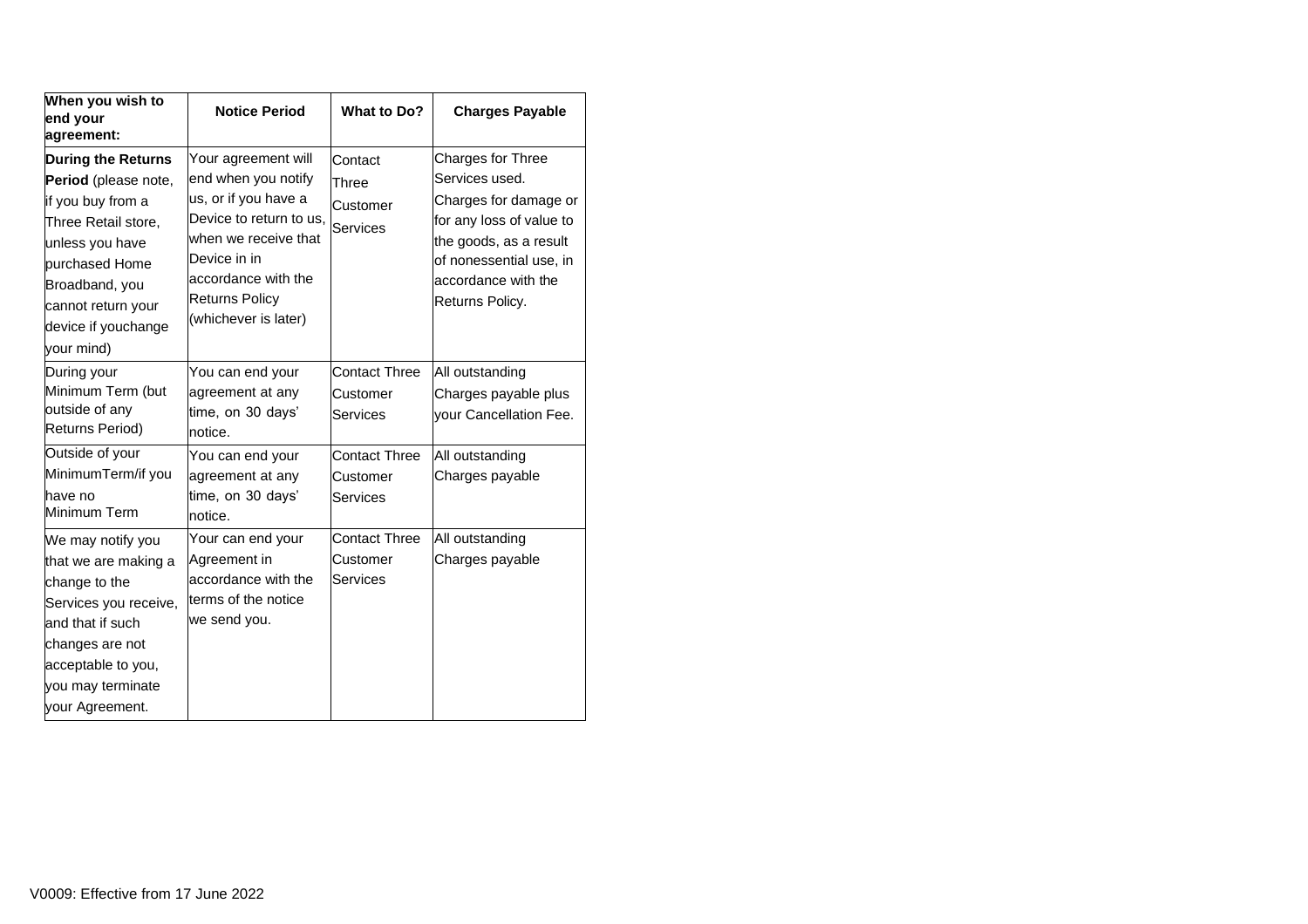| When you wish to end your agreement: | Notice Period | What to Do? | Charges Payable |
|---|---|---|---|
| **During the Returns Period** (please note, if you buy from a Three Retail store, unless you have purchased Home Broadband, you cannot return your device if youchange your mind) | Your agreement will end when you notify us, or if you have a Device to return to us, when we receive that Device in in accordance with the Returns Policy (whichever is later) | Contact Three Customer Services | Charges for Three Services used. Charges for damage or for any loss of value to the goods, as a result of nonessential use, in accordance with the Returns Policy. |
| During your Minimum Term (but outside of any Returns Period) | You can end your agreement at any time, on 30 days' notice. | Contact Three Customer Services | All outstanding Charges payable plus your Cancellation Fee. |
| Outside of your MinimumTerm/if you have no Minimum Term | You can end your agreement at any time, on 30 days' notice. | Contact Three Customer Services | All outstanding Charges payable |
| We may notify you that we are making a change to the Services you receive, and that if such changes are not acceptable to you, you may terminate your Agreement. | Your can end your Agreement in accordance with the terms of the notice we send you. | Contact Three Customer Services | All outstanding Charges payable |

V0009: Effective from 17 June 2022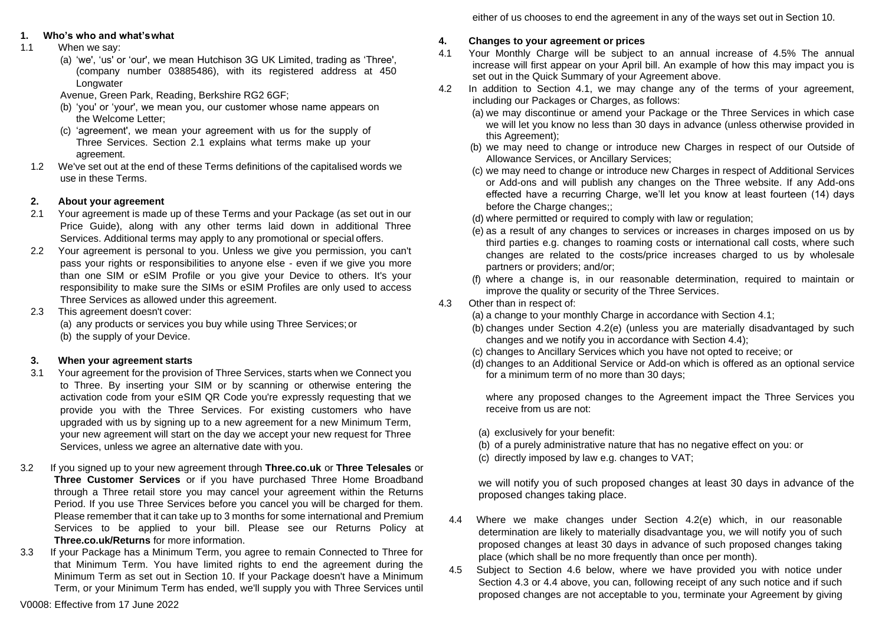## 1. Who's who and what's what

1.1 When we say:

(a) 'we', 'us' or 'our', we mean Hutchison 3G UK Limited, trading as 'Three', (company number 03885486), with its registered address at 450 Longwater Avenue, Green Park, Reading, Berkshire RG2 6GF;

(b) 'you' or 'your', we mean you, our customer whose name appears on the Welcome Letter;

(c) 'agreement', we mean your agreement with us for the supply of Three Services. Section 2.1 explains what terms make up your agreement.

1.2 We've set out at the end of these Terms definitions of the capitalised words we use in these Terms.

## 2. About your agreement

2.1 Your agreement is made up of these Terms and your Package (as set out in our Price Guide), along with any other terms laid down in additional Three Services. Additional terms may apply to any promotional or special offers.

2.2 Your agreement is personal to you. Unless we give you permission, you can't pass your rights or responsibilities to anyone else - even if we give you more than one SIM or eSIM Profile or you give your Device to others. It's your responsibility to make sure the SIMs or eSIM Profiles are only used to access Three Services as allowed under this agreement.

2.3 This agreement doesn't cover:

(a) any products or services you buy while using Three Services; or

(b) the supply of your Device.

## 3. When your agreement starts

3.1 Your agreement for the provision of Three Services, starts when we Connect you to Three. By inserting your SIM or by scanning or otherwise entering the activation code from your eSIM QR Code you're expressly requesting that we provide you with the Three Services. For existing customers who have upgraded with us by signing up to a new agreement for a new Minimum Term, your new agreement will start on the day we accept your new request for Three Services, unless we agree an alternative date with you.

3.2 If you signed up to your new agreement through **Three.co.uk** or **Three Telesales** or **Three Customer Services** or if you have purchased Three Home Broadband through a Three retail store you may cancel your agreement within the Returns Period. If you use Three Services before you cancel you will be charged for them. Please remember that it can take up to 3 months for some international and Premium Services to be applied to your bill. Please see our Returns Policy at **Three.co.uk/Returns** for more information.

3.3 If your Package has a Minimum Term, you agree to remain Connected to Three for that Minimum Term. You have limited rights to end the agreement during the Minimum Term as set out in Section 10. If your Package doesn't have a Minimum Term, or your Minimum Term has ended, we'll supply you with Three Services until either of us chooses to end the agreement in any of the ways set out in Section 10.

## 4. Changes to your agreement or prices

4.1 Your Monthly Charge will be subject to an annual increase of 4.5% The annual increase will first appear on your April bill. An example of how this may impact you is set out in the Quick Summary of your Agreement above.

4.2 In addition to Section 4.1, we may change any of the terms of your agreement, including our Packages or Charges, as follows:

(a) we may discontinue or amend your Package or the Three Services in which case we will let you know no less than 30 days in advance (unless otherwise provided in this Agreement);

(b) we may need to change or introduce new Charges in respect of our Outside of Allowance Services, or Ancillary Services;

(c) we may need to change or introduce new Charges in respect of Additional Services or Add-ons and will publish any changes on the Three website. If any Add-ons effected have a recurring Charge, we'll let you know at least fourteen (14) days before the Charge changes;;

(d) where permitted or required to comply with law or regulation;

(e) as a result of any changes to services or increases in charges imposed on us by third parties e.g. changes to roaming costs or international call costs, where such changes are related to the costs/price increases charged to us by wholesale partners or providers; and/or;

(f) where a change is, in our reasonable determination, required to maintain or improve the quality or security of the Three Services.

4.3 Other than in respect of:

(a) a change to your monthly Charge in accordance with Section 4.1;

(b) changes under Section 4.2(e) (unless you are materially disadvantaged by such changes and we notify you in accordance with Section 4.4);

(c) changes to Ancillary Services which you have not opted to receive; or

(d) changes to an Additional Service or Add-on which is offered as an optional service for a minimum term of no more than 30 days;

where any proposed changes to the Agreement impact the Three Services you receive from us are not:

(a) exclusively for your benefit:

(b) of a purely administrative nature that has no negative effect on you: or

(c) directly imposed by law e.g. changes to VAT;

we will notify you of such proposed changes at least 30 days in advance of the proposed changes taking place.

4.4 Where we make changes under Section 4.2(e) which, in our reasonable determination are likely to materially disadvantage you, we will notify you of such proposed changes at least 30 days in advance of such proposed changes taking place (which shall be no more frequently than once per month).

4.5 Subject to Section 4.6 below, where we have provided you with notice under Section 4.3 or 4.4 above, you can, following receipt of any such notice and if such proposed changes are not acceptable to you, terminate your Agreement by giving

V0008: Effective from 17 June 2022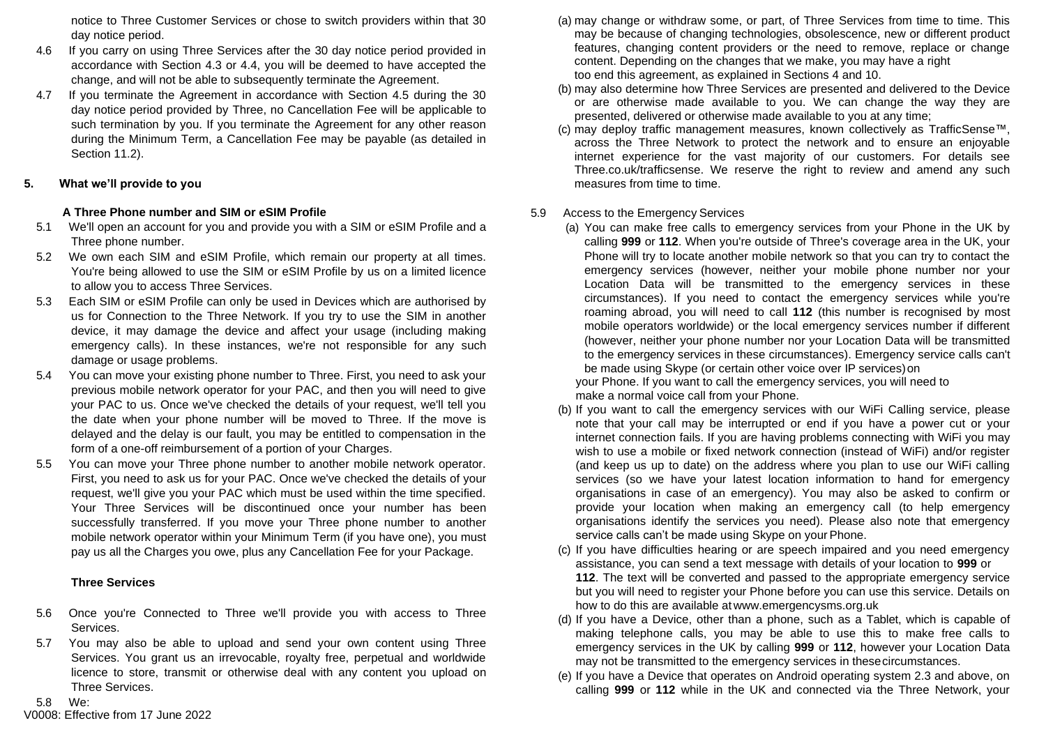notice to Three Customer Services or chose to switch providers within that 30 day notice period.

4.6 If you carry on using Three Services after the 30 day notice period provided in accordance with Section 4.3 or 4.4, you will be deemed to have accepted the change, and will not be able to subsequently terminate the Agreement.

4.7 If you terminate the Agreement in accordance with Section 4.5 during the 30 day notice period provided by Three, no Cancellation Fee will be applicable to such termination by you. If you terminate the Agreement for any other reason during the Minimum Term, a Cancellation Fee may be payable (as detailed in Section 11.2).

## 5. What we'll provide to you

### A Three Phone number and SIM or eSIM Profile

5.1 We'll open an account for you and provide you with a SIM or eSIM Profile and a Three phone number.

5.2 We own each SIM and eSIM Profile, which remain our property at all times. You're being allowed to use the SIM or eSIM Profile by us on a limited licence to allow you to access Three Services.

5.3 Each SIM or eSIM Profile can only be used in Devices which are authorised by us for Connection to the Three Network. If you try to use the SIM in another device, it may damage the device and affect your usage (including making emergency calls). In these instances, we're not responsible for any such damage or usage problems.

5.4 You can move your existing phone number to Three. First, you need to ask your previous mobile network operator for your PAC, and then you will need to give your PAC to us. Once we've checked the details of your request, we'll tell you the date when your phone number will be moved to Three. If the move is delayed and the delay is our fault, you may be entitled to compensation in the form of a one-off reimbursement of a portion of your Charges.

5.5 You can move your Three phone number to another mobile network operator. First, you need to ask us for your PAC. Once we've checked the details of your request, we'll give you your PAC which must be used within the time specified. Your Three Services will be discontinued once your number has been successfully transferred. If you move your Three phone number to another mobile network operator within your Minimum Term (if you have one), you must pay us all the Charges you owe, plus any Cancellation Fee for your Package.

### Three Services

5.6 Once you're Connected to Three we'll provide you with access to Three Services.

5.7 You may also be able to upload and send your own content using Three Services. You grant us an irrevocable, royalty free, perpetual and worldwide licence to store, transmit or otherwise deal with any content you upload on Three Services.

5.8 We:

(a) may change or withdraw some, or part, of Three Services from time to time. This may be because of changing technologies, obsolescence, new or different product features, changing content providers or the need to remove, replace or change content. Depending on the changes that we make, you may have a right too end this agreement, as explained in Sections 4 and 10.

(b) may also determine how Three Services are presented and delivered to the Device or are otherwise made available to you. We can change the way they are presented, delivered or otherwise made available to you at any time;

(c) may deploy traffic management measures, known collectively as TrafficSense™, across the Three Network to protect the network and to ensure an enjoyable internet experience for the vast majority of our customers. For details see Three.co.uk/trafficsense. We reserve the right to review and amend any such measures from time to time.

5.9 Access to the Emergency Services

(a) You can make free calls to emergency services from your Phone in the UK by calling **999** or **112**. When you're outside of Three's coverage area in the UK, your Phone will try to locate another mobile network so that you can try to contact the emergency services (however, neither your mobile phone number nor your Location Data will be transmitted to the emergency services in these circumstances). If you need to contact the emergency services while you're roaming abroad, you will need to call **112** (this number is recognised by most mobile operators worldwide) or the local emergency services number if different (however, neither your phone number nor your Location Data will be transmitted to the emergency services in these circumstances). Emergency service calls can't be made using Skype (or certain other voice over IP services) on your Phone. If you want to call the emergency services, you will need to make a normal voice call from your Phone.

(b) If you want to call the emergency services with our WiFi Calling service, please note that your call may be interrupted or end if you have a power cut or your internet connection fails. If you are having problems connecting with WiFi you may wish to use a mobile or fixed network connection (instead of WiFi) and/or register (and keep us up to date) on the address where you plan to use our WiFi calling services (so we have your latest location information to hand for emergency organisations in case of an emergency). You may also be asked to confirm or provide your location when making an emergency call (to help emergency organisations identify the services you need). Please also note that emergency service calls can't be made using Skype on your Phone.

(c) If you have difficulties hearing or are speech impaired and you need emergency assistance, you can send a text message with details of your location to **999** or **112**. The text will be converted and passed to the appropriate emergency service but you will need to register your Phone before you can use this service. Details on how to do this are available at www.emergencysms.org.uk

(d) If you have a Device, other than a phone, such as a Tablet, which is capable of making telephone calls, you may be able to use this to make free calls to emergency services in the UK by calling **999** or **112**, however your Location Data may not be transmitted to the emergency services in these circumstances.

(e) If you have a Device that operates on Android operating system 2.3 and above, on calling **999** or **112** while in the UK and connected via the Three Network, your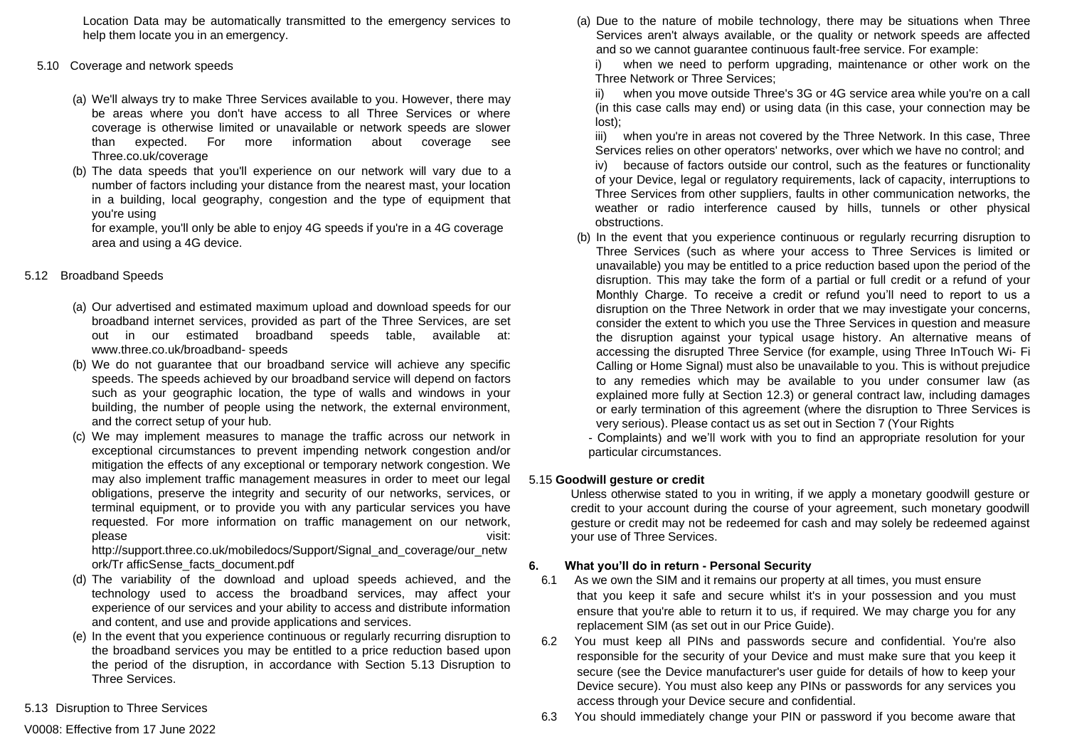Location Data may be automatically transmitted to the emergency services to help them locate you in an emergency.

5.10 Coverage and network speeds

(a) We'll always try to make Three Services available to you. However, there may be areas where you don't have access to all Three Services or where coverage is otherwise limited or unavailable or network speeds are slower than expected. For more information about coverage see Three.co.uk/coverage

(b) The data speeds that you'll experience on our network will vary due to a number of factors including your distance from the nearest mast, your location in a building, local geography, congestion and the type of equipment that you're using
for example, you'll only be able to enjoy 4G speeds if you're in a 4G coverage area and using a 4G device.

5.12 Broadband Speeds

(a) Our advertised and estimated maximum upload and download speeds for our broadband internet services, provided as part of the Three Services, are set out in our estimated broadband speeds table, available at: www.three.co.uk/broadband- speeds

(b) We do not guarantee that our broadband service will achieve any specific speeds. The speeds achieved by our broadband service will depend on factors such as your geographic location, the type of walls and windows in your building, the number of people using the network, the external environment, and the correct setup of your hub.

(c) We may implement measures to manage the traffic across our network in exceptional circumstances to prevent impending network congestion and/or mitigation the effects of any exceptional or temporary network congestion. We may also implement traffic management measures in order to meet our legal obligations, preserve the integrity and security of our networks, services, or terminal equipment, or to provide you with any particular services you have requested. For more information on traffic management on our network, please visit: http://support.three.co.uk/mobiledocs/Support/Signal_and_coverage/our_network/Tr afficSense_facts_document.pdf

(d) The variability of the download and upload speeds achieved, and the technology used to access the broadband services, may affect your experience of our services and your ability to access and distribute information and content, and use and provide applications and services.

(e) In the event that you experience continuous or regularly recurring disruption to the broadband services you may be entitled to a price reduction based upon the period of the disruption, in accordance with Section 5.13 Disruption to Three Services.

5.13 Disruption to Three Services

(a) Due to the nature of mobile technology, there may be situations when Three Services aren't always available, or the quality or network speeds are affected and so we cannot guarantee continuous fault-free service. For example:

i) when we need to perform upgrading, maintenance or other work on the Three Network or Three Services;

ii) when you move outside Three's 3G or 4G service area while you're on a call (in this case calls may end) or using data (in this case, your connection may be lost);

iii) when you're in areas not covered by the Three Network. In this case, Three Services relies on other operators' networks, over which we have no control; and

iv) because of factors outside our control, such as the features or functionality of your Device, legal or regulatory requirements, lack of capacity, interruptions to Three Services from other suppliers, faults in other communication networks, the weather or radio interference caused by hills, tunnels or other physical obstructions.

(b) In the event that you experience continuous or regularly recurring disruption to Three Services (such as where your access to Three Services is limited or unavailable) you may be entitled to a price reduction based upon the period of the disruption. This may take the form of a partial or full credit or a refund of your Monthly Charge. To receive a credit or refund you'll need to report to us a disruption on the Three Network in order that we may investigate your concerns, consider the extent to which you use the Three Services in question and measure the disruption against your typical usage history. An alternative means of accessing the disrupted Three Service (for example, using Three InTouch Wi- Fi Calling or Home Signal) must also be unavailable to you. This is without prejudice to any remedies which may be available to you under consumer law (as explained more fully at Section 12.3) or general contract law, including damages or early termination of this agreement (where the disruption to Three Services is very serious). Please contact us as set out in Section 7 (Your Rights - Complaints) and we'll work with you to find an appropriate resolution for your particular circumstances.

5.15 **Goodwill gesture or credit**

Unless otherwise stated to you in writing, if we apply a monetary goodwill gesture or credit to your account during the course of your agreement, such monetary goodwill gesture or credit may not be redeemed for cash and may solely be redeemed against your use of Three Services.

## 6. What you'll do in return - Personal Security

6.1 As we own the SIM and it remains our property at all times, you must ensure that you keep it safe and secure whilst it's in your possession and you must ensure that you're able to return it to us, if required. We may charge you for any replacement SIM (as set out in our Price Guide).

6.2 You must keep all PINs and passwords secure and confidential. You're also responsible for the security of your Device and must make sure that you keep it secure (see the Device manufacturer's user guide for details of how to keep your Device secure). You must also keep any PINs or passwords for any services you access through your Device secure and confidential.

6.3 You should immediately change your PIN or password if you become aware that

V0008: Effective from 17 June 2022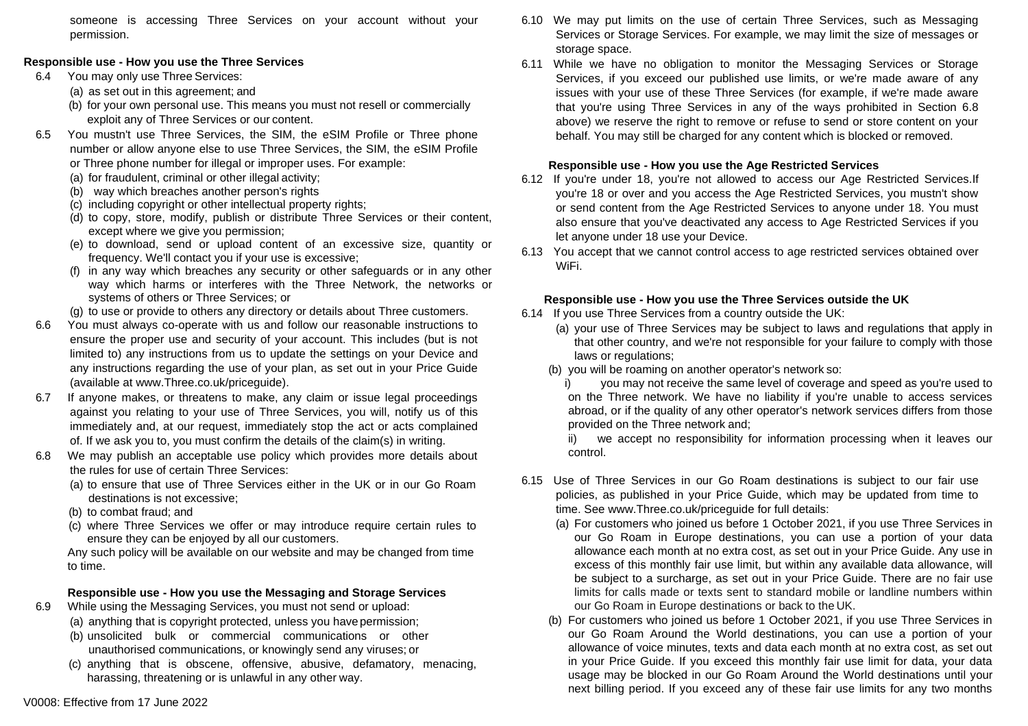someone is accessing Three Services on your account without your permission.

**Responsible use - How you use the Three Services**

6.4 You may only use Three Services:

(a) as set out in this agreement; and

(b) for your own personal use. This means you must not resell or commercially exploit any of Three Services or our content.

6.5 You mustn't use Three Services, the SIM, the eSIM Profile or Three phone number or allow anyone else to use Three Services, the SIM, the eSIM Profile or Three phone number for illegal or improper uses. For example:

(a) for fraudulent, criminal or other illegal activity;

(b) way which breaches another person's rights

(c) including copyright or other intellectual property rights;

(d) to copy, store, modify, publish or distribute Three Services or their content, except where we give you permission;

(e) to download, send or upload content of an excessive size, quantity or frequency. We'll contact you if your use is excessive;

(f) in any way which breaches any security or other safeguards or in any other way which harms or interferes with the Three Network, the networks or systems of others or Three Services; or

(g) to use or provide to others any directory or details about Three customers.

6.6 You must always co-operate with us and follow our reasonable instructions to ensure the proper use and security of your account. This includes (but is not limited to) any instructions from us to update the settings on your Device and any instructions regarding the use of your plan, as set out in your Price Guide (available at www.Three.co.uk/priceguide).

6.7 If anyone makes, or threatens to make, any claim or issue legal proceedings against you relating to your use of Three Services, you will, notify us of this immediately and, at our request, immediately stop the act or acts complained of. If we ask you to, you must confirm the details of the claim(s) in writing.

6.8 We may publish an acceptable use policy which provides more details about the rules for use of certain Three Services:

(a) to ensure that use of Three Services either in the UK or in our Go Roam destinations is not excessive;

(b) to combat fraud; and

(c) where Three Services we offer or may introduce require certain rules to ensure they can be enjoyed by all our customers.

Any such policy will be available on our website and may be changed from time to time.

**Responsible use - How you use the Messaging and Storage Services**

6.9 While using the Messaging Services, you must not send or upload:

(a) anything that is copyright protected, unless you have permission;

(b) unsolicited bulk or commercial communications or other unauthorised communications, or knowingly send any viruses; or

(c) anything that is obscene, offensive, abusive, defamatory, menacing, harassing, threatening or is unlawful in any other way.

6.10 We may put limits on the use of certain Three Services, such as Messaging Services or Storage Services. For example, we may limit the size of messages or storage space.

6.11 While we have no obligation to monitor the Messaging Services or Storage Services, if you exceed our published use limits, or we're made aware of any issues with your use of these Three Services (for example, if we're made aware that you're using Three Services in any of the ways prohibited in Section 6.8 above) we reserve the right to remove or refuse to send or store content on your behalf. You may still be charged for any content which is blocked or removed.

**Responsible use - How you use the Age Restricted Services**

6.12 If you're under 18, you're not allowed to access our Age Restricted Services.If you're 18 or over and you access the Age Restricted Services, you mustn't show or send content from the Age Restricted Services to anyone under 18. You must also ensure that you've deactivated any access to Age Restricted Services if you let anyone under 18 use your Device.

6.13 You accept that we cannot control access to age restricted services obtained over WiFi.

**Responsible use - How you use the Three Services outside the UK**

6.14 If you use Three Services from a country outside the UK:

(a) your use of Three Services may be subject to laws and regulations that apply in that other country, and we're not responsible for your failure to comply with those laws or regulations;

(b) you will be roaming on another operator's network so:

i) you may not receive the same level of coverage and speed as you're used to on the Three network. We have no liability if you're unable to access services abroad, or if the quality of any other operator's network services differs from those provided on the Three network and;

ii) we accept no responsibility for information processing when it leaves our control.

6.15 Use of Three Services in our Go Roam destinations is subject to our fair use policies, as published in your Price Guide, which may be updated from time to time. See www.Three.co.uk/priceguide for full details:

(a) For customers who joined us before 1 October 2021, if you use Three Services in our Go Roam in Europe destinations, you can use a portion of your data allowance each month at no extra cost, as set out in your Price Guide. Any use in excess of this monthly fair use limit, but within any available data allowance, will be subject to a surcharge, as set out in your Price Guide. There are no fair use limits for calls made or texts sent to standard mobile or landline numbers within our Go Roam in Europe destinations or back to the UK.

(b) For customers who joined us before 1 October 2021, if you use Three Services in our Go Roam Around the World destinations, you can use a portion of your allowance of voice minutes, texts and data each month at no extra cost, as set out in your Price Guide. If you exceed this monthly fair use limit for data, your data usage may be blocked in our Go Roam Around the World destinations until your next billing period. If you exceed any of these fair use limits for any two months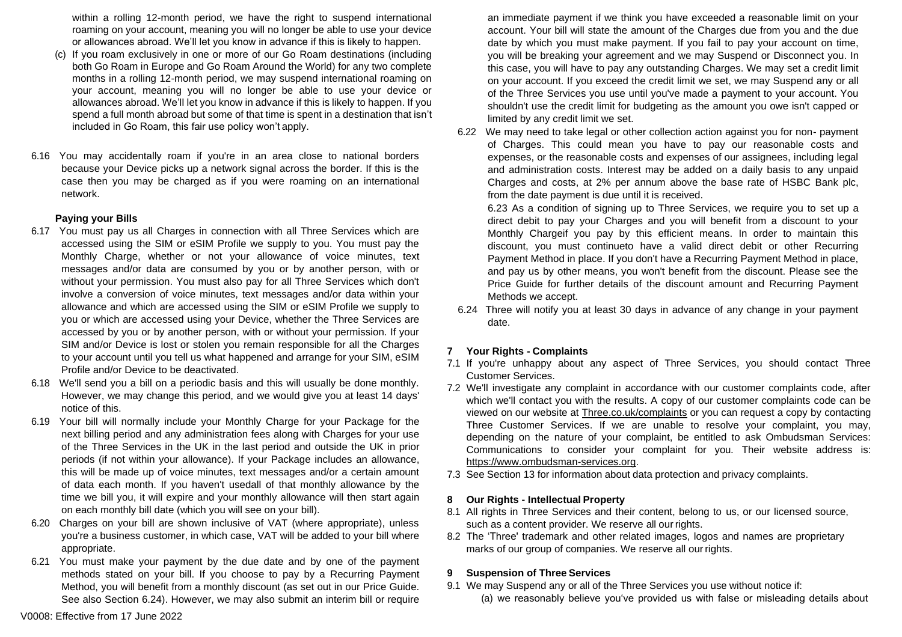within a rolling 12-month period, we have the right to suspend international roaming on your account, meaning you will no longer be able to use your device or allowances abroad. We'll let you know in advance if this is likely to happen.

(c) If you roam exclusively in one or more of our Go Roam destinations (including both Go Roam in Europe and Go Roam Around the World) for any two complete months in a rolling 12-month period, we may suspend international roaming on your account, meaning you will no longer be able to use your device or allowances abroad. We'll let you know in advance if this is likely to happen. If you spend a full month abroad but some of that time is spent in a destination that isn't included in Go Roam, this fair use policy won't apply.

6.16 You may accidentally roam if you're in an area close to national borders because your Device picks up a network signal across the border. If this is the case then you may be charged as if you were roaming on an international network.

**Paying your Bills**

6.17 You must pay us all Charges in connection with all Three Services which are accessed using the SIM or eSIM Profile we supply to you. You must pay the Monthly Charge, whether or not your allowance of voice minutes, text messages and/or data are consumed by you or by another person, with or without your permission. You must also pay for all Three Services which don't involve a conversion of voice minutes, text messages and/or data within your allowance and which are accessed using the SIM or eSIM Profile we supply to you or which are accessed using your Device, whether the Three Services are accessed by you or by another person, with or without your permission. If your SIM and/or Device is lost or stolen you remain responsible for all the Charges to your account until you tell us what happened and arrange for your SIM, eSIM Profile and/or Device to be deactivated.

6.18 We'll send you a bill on a periodic basis and this will usually be done monthly. However, we may change this period, and we would give you at least 14 days' notice of this.

6.19 Your bill will normally include your Monthly Charge for your Package for the next billing period and any administration fees along with Charges for your use of the Three Services in the UK in the last period and outside the UK in prior periods (if not within your allowance). If your Package includes an allowance, this will be made up of voice minutes, text messages and/or a certain amount of data each month. If you haven't usedall of that monthly allowance by the time we bill you, it will expire and your monthly allowance will then start again on each monthly bill date (which you will see on your bill).

6.20 Charges on your bill are shown inclusive of VAT (where appropriate), unless you're a business customer, in which case, VAT will be added to your bill where appropriate.

6.21 You must make your payment by the due date and by one of the payment methods stated on your bill. If you choose to pay by a Recurring Payment Method, you will benefit from a monthly discount (as set out in our Price Guide. See also Section 6.24). However, we may also submit an interim bill or require an immediate payment if we think you have exceeded a reasonable limit on your account. Your bill will state the amount of the Charges due from you and the due date by which you must make payment. If you fail to pay your account on time, you will be breaking your agreement and we may Suspend or Disconnect you. In this case, you will have to pay any outstanding Charges. We may set a credit limit on your account. If you exceed the credit limit we set, we may Suspend any or all of the Three Services you use until you've made a payment to your account. You shouldn't use the credit limit for budgeting as the amount you owe isn't capped or limited by any credit limit we set.

6.22 We may need to take legal or other collection action against you for non- payment of Charges. This could mean you have to pay our reasonable costs and expenses, or the reasonable costs and expenses of our assignees, including legal and administration costs. Interest may be added on a daily basis to any unpaid Charges and costs, at 2% per annum above the base rate of HSBC Bank plc, from the date payment is due until it is received.

6.23 As a condition of signing up to Three Services, we require you to set up a direct debit to pay your Charges and you will benefit from a discount to your Monthly Chargeif you pay by this efficient means. In order to maintain this discount, you must continueto have a valid direct debit or other Recurring Payment Method in place. If you don't have a Recurring Payment Method in place, and pay us by other means, you won't benefit from the discount. Please see the Price Guide for further details of the discount amount and Recurring Payment Methods we accept.

6.24 Three will notify you at least 30 days in advance of any change in your payment date.

## 7 Your Rights - Complaints

7.1 If you're unhappy about any aspect of Three Services, you should contact Three Customer Services.

7.2 We'll investigate any complaint in accordance with our customer complaints code, after which we'll contact you with the results. A copy of our customer complaints code can be viewed on our website at Three.co.uk/complaints or you can request a copy by contacting Three Customer Services. If we are unable to resolve your complaint, you may, depending on the nature of your complaint, be entitled to ask Ombudsman Services: Communications to consider your complaint for you. Their website address is: https://www.ombudsman-services.org.

7.3 See Section 13 for information about data protection and privacy complaints.

## 8 Our Rights - Intellectual Property

8.1 All rights in Three Services and their content, belong to us, or our licensed source, such as a content provider. We reserve all our rights.

8.2 The 'Three' trademark and other related images, logos and names are proprietary marks of our group of companies. We reserve all our rights.

## 9 Suspension of Three Services

9.1 We may Suspend any or all of the Three Services you use without notice if:

(a) we reasonably believe you've provided us with false or misleading details about

V0008: Effective from 17 June 2022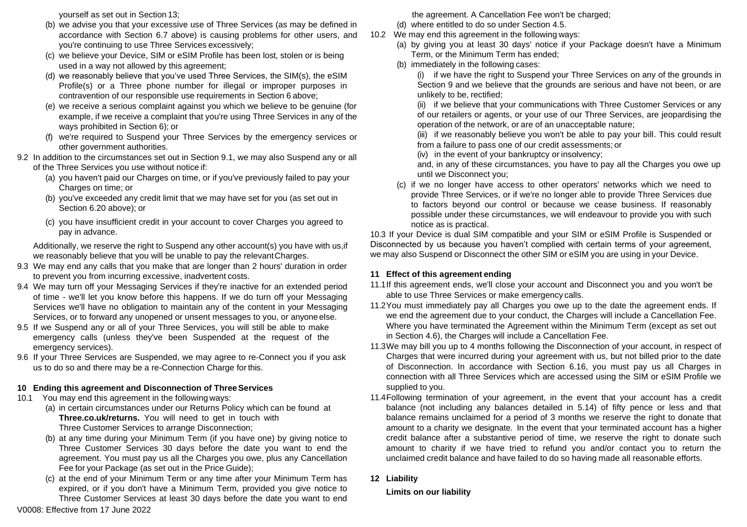yourself as set out in Section 13;

(b) we advise you that your excessive use of Three Services (as may be defined in accordance with Section 6.7 above) is causing problems for other users, and you're continuing to use Three Services excessively;

(c) we believe your Device, SIM or eSIM Profile has been lost, stolen or is being used in a way not allowed by this agreement;

(d) we reasonably believe that you've used Three Services, the SIM(s), the eSIM Profile(s) or a Three phone number for illegal or improper purposes in contravention of our responsible use requirements in Section 6 above;

(e) we receive a serious complaint against you which we believe to be genuine (for example, if we receive a complaint that you're using Three Services in any of the ways prohibited in Section 6); or

(f) we're required to Suspend your Three Services by the emergency services or other government authorities.

9.2 In addition to the circumstances set out in Section 9.1, we may also Suspend any or all of the Three Services you use without notice if:

(a) you haven't paid our Charges on time, or if you've previously failed to pay your Charges on time; or

(b) you've exceeded any credit limit that we may have set for you (as set out in Section 6.20 above); or

(c) you have insufficient credit in your account to cover Charges you agreed to pay in advance.

Additionally, we reserve the right to Suspend any other account(s) you have with us, if we reasonably believe that you will be unable to pay the relevant Charges.

9.3 We may end any calls that you make that are longer than 2 hours' duration in order to prevent you from incurring excessive, inadvertent costs.

9.4 We may turn off your Messaging Services if they're inactive for an extended period of time - we'll let you know before this happens. If we do turn off your Messaging Services we'll have no obligation to maintain any of the content in your Messaging Services, or to forward any unopened or unsent messages to you, or anyone else.

9.5 If we Suspend any or all of your Three Services, you will still be able to make emergency calls (unless they've been Suspended at the request of the emergency services).

9.6 If your Three Services are Suspended, we may agree to re-Connect you if you ask us to do so and there may be a re-Connection Charge for this.

## 10 Ending this agreement and Disconnection of Three Services

10.1 You may end this agreement in the following ways:

(a) in certain circumstances under our Returns Policy which can be found at **Three.co.uk/returns.** You will need to get in touch with Three Customer Services to arrange Disconnection;

(b) at any time during your Minimum Term (if you have one) by giving notice to Three Customer Services 30 days before the date you want to end the agreement. You must pay us all the Charges you owe, plus any Cancellation Fee for your Package (as set out in the Price Guide);

(c) at the end of your Minimum Term or any time after your Minimum Term has expired, or if you don't have a Minimum Term, provided you give notice to Three Customer Services at least 30 days before the date you want to end the agreement. A Cancellation Fee won't be charged;

(d) where entitled to do so under Section 4.5.

10.2 We may end this agreement in the following ways:

(a) by giving you at least 30 days' notice if your Package doesn't have a Minimum Term, or the Minimum Term has ended;

(b) immediately in the following cases:

(i) if we have the right to Suspend your Three Services on any of the grounds in Section 9 and we believe that the grounds are serious and have not been, or are unlikely to be, rectified;

(ii) if we believe that your communications with Three Customer Services or any of our retailers or agents, or your use of our Three Services, are jeopardising the operation of the network, or are of an unacceptable nature;

(iii) if we reasonably believe you won't be able to pay your bill. This could result from a failure to pass one of our credit assessments; or

(iv) in the event of your bankruptcy or insolvency;

and, in any of these circumstances, you have to pay all the Charges you owe up until we Disconnect you;

(c) if we no longer have access to other operators' networks which we need to provide Three Services, or if we're no longer able to provide Three Services due to factors beyond our control or because we cease business. If reasonably possible under these circumstances, we will endeavour to provide you with such notice as is practical.

10.3 If your Device is dual SIM compatible and your SIM or eSIM Profile is Suspended or Disconnected by us because you haven't complied with certain terms of your agreement, we may also Suspend or Disconnect the other SIM or eSIM you are using in your Device.

## 11 Effect of this agreement ending

11.1 If this agreement ends, we'll close your account and Disconnect you and you won't be able to use Three Services or make emergency calls.

11.2 You must immediately pay all Charges you owe up to the date the agreement ends. If we end the agreement due to your conduct, the Charges will include a Cancellation Fee. Where you have terminated the Agreement within the Minimum Term (except as set out in Section 4.6), the Charges will include a Cancellation Fee.

11.3 We may bill you up to 4 months following the Disconnection of your account, in respect of Charges that were incurred during your agreement with us, but not billed prior to the date of Disconnection. In accordance with Section 6.16, you must pay us all Charges in connection with all Three Services which are accessed using the SIM or eSIM Profile we supplied to you.

11.4 Following termination of your agreement, in the event that your account has a credit balance (not including any balances detailed in 5.14) of fifty pence or less and that balance remains unclaimed for a period of 3 months we reserve the right to donate that amount to a charity we designate. In the event that your terminated account has a higher credit balance after a substantive period of time, we reserve the right to donate such amount to charity if we have tried to refund you and/or contact you to return the unclaimed credit balance and have failed to do so having made all reasonable efforts.

## 12 Liability

**Limits on our liability**

V0008: Effective from 17 June 2022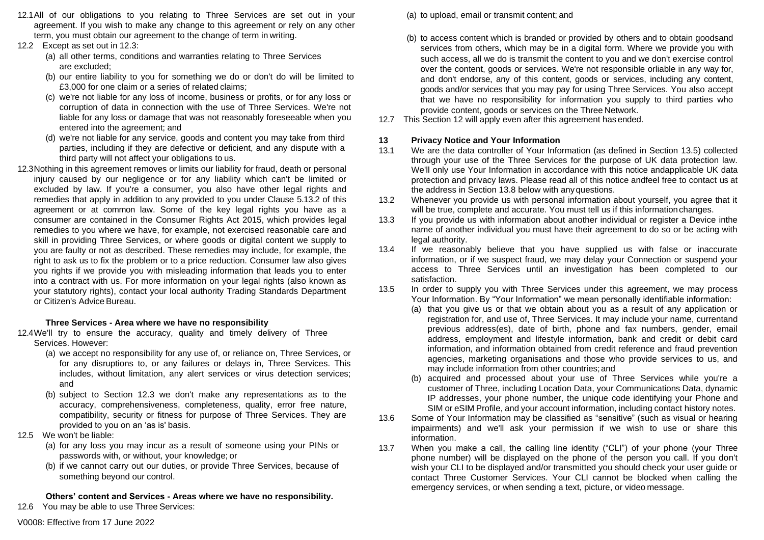12.1 All of our obligations to you relating to Three Services are set out in your agreement. If you wish to make any change to this agreement or rely on any other term, you must obtain our agreement to the change of term in writing.

12.2 Except as set out in 12.3:

(a) all other terms, conditions and warranties relating to Three Services are excluded;

(b) our entire liability to you for something we do or don't do will be limited to £3,000 for one claim or a series of related claims;

(c) we're not liable for any loss of income, business or profits, or for any loss or corruption of data in connection with the use of Three Services. We're not liable for any loss or damage that was not reasonably foreseeable when you entered into the agreement; and

(d) we're not liable for any service, goods and content you may take from third parties, including if they are defective or deficient, and any dispute with a third party will not affect your obligations to us.

12.3 Nothing in this agreement removes or limits our liability for fraud, death or personal injury caused by our negligence or for any liability which can't be limited or excluded by law. If you're a consumer, you also have other legal rights and remedies that apply in addition to any provided to you under Clause 5.13.2 of this agreement or at common law. Some of the key legal rights you have as a consumer are contained in the Consumer Rights Act 2015, which provides legal remedies to you where we have, for example, not exercised reasonable care and skill in providing Three Services, or where goods or digital content we supply to you are faulty or not as described. These remedies may include, for example, the right to ask us to fix the problem or to a price reduction. Consumer law also gives you rights if we provide you with misleading information that leads you to enter into a contract with us. For more information on your legal rights (also known as your statutory rights), contact your local authority Trading Standards Department or Citizen's Advice Bureau.

**Three Services - Area where we have no responsibility**

12.4 We'll try to ensure the accuracy, quality and timely delivery of Three Services. However:

(a) we accept no responsibility for any use of, or reliance on, Three Services, or for any disruptions to, or any failures or delays in, Three Services. This includes, without limitation, any alert services or virus detection services; and

(b) subject to Section 12.3 we don't make any representations as to the accuracy, comprehensiveness, completeness, quality, error free nature, compatibility, security or fitness for purpose of Three Services. They are provided to you on an 'as is' basis.

12.5 We won't be liable:

(a) for any loss you may incur as a result of someone using your PINs or passwords with, or without, your knowledge; or

(b) if we cannot carry out our duties, or provide Three Services, because of something beyond our control.

**Others' content and Services - Areas where we have no responsibility.**

12.6 You may be able to use Three Services:

(a) to upload, email or transmit content; and

(b) to access content which is branded or provided by others and to obtain goodsand services from others, which may be in a digital form. Where we provide you with such access, all we do is transmit the content to you and we don't exercise control over the content, goods or services. We're not responsible orliable in any way for, and don't endorse, any of this content, goods or services, including any content, goods and/or services that you may pay for using Three Services. You also accept that we have no responsibility for information you supply to third parties who provide content, goods or services on the Three Network.

12.7 This Section 12 will apply even after this agreement has ended.

## 13 Privacy Notice and Your Information

13.1 We are the data controller of Your Information (as defined in Section 13.5) collected through your use of the Three Services for the purpose of UK data protection law. We'll only use Your Information in accordance with this notice andapplicable UK data protection and privacy laws. Please read all of this notice andfeel free to contact us at the address in Section 13.8 below with any questions.

13.2 Whenever you provide us with personal information about yourself, you agree that it will be true, complete and accurate. You must tell us if this information changes.

13.3 If you provide us with information about another individual or register a Device inthe name of another individual you must have their agreement to do so or be acting with legal authority.

13.4 If we reasonably believe that you have supplied us with false or inaccurate information, or if we suspect fraud, we may delay your Connection or suspend your access to Three Services until an investigation has been completed to our satisfaction.

13.5 In order to supply you with Three Services under this agreement, we may process Your Information. By "Your Information" we mean personally identifiable information:

(a) that you give us or that we obtain about you as a result of any application or registration for, and use of, Three Services. It may include your name, currentand previous address(es), date of birth, phone and fax numbers, gender, email address, employment and lifestyle information, bank and credit or debit card information, and information obtained from credit reference and fraud prevention agencies, marketing organisations and those who provide services to us, and may include information from other countries; and

(b) acquired and processed about your use of Three Services while you're a customer of Three, including Location Data, your Communications Data, dynamic IP addresses, your phone number, the unique code identifying your Phone and SIM or eSIM Profile, and your account information, including contact history notes.

13.6 Some of Your Information may be classified as "sensitive" (such as visual or hearing impairments) and we'll ask your permission if we wish to use or share this information.

13.7 When you make a call, the calling line identity ("CLI") of your phone (your Three phone number) will be displayed on the phone of the person you call. If you don't wish your CLI to be displayed and/or transmitted you should check your user guide or contact Three Customer Services. Your CLI cannot be blocked when calling the emergency services, or when sending a text, picture, or video message.

V0008: Effective from 17 June 2022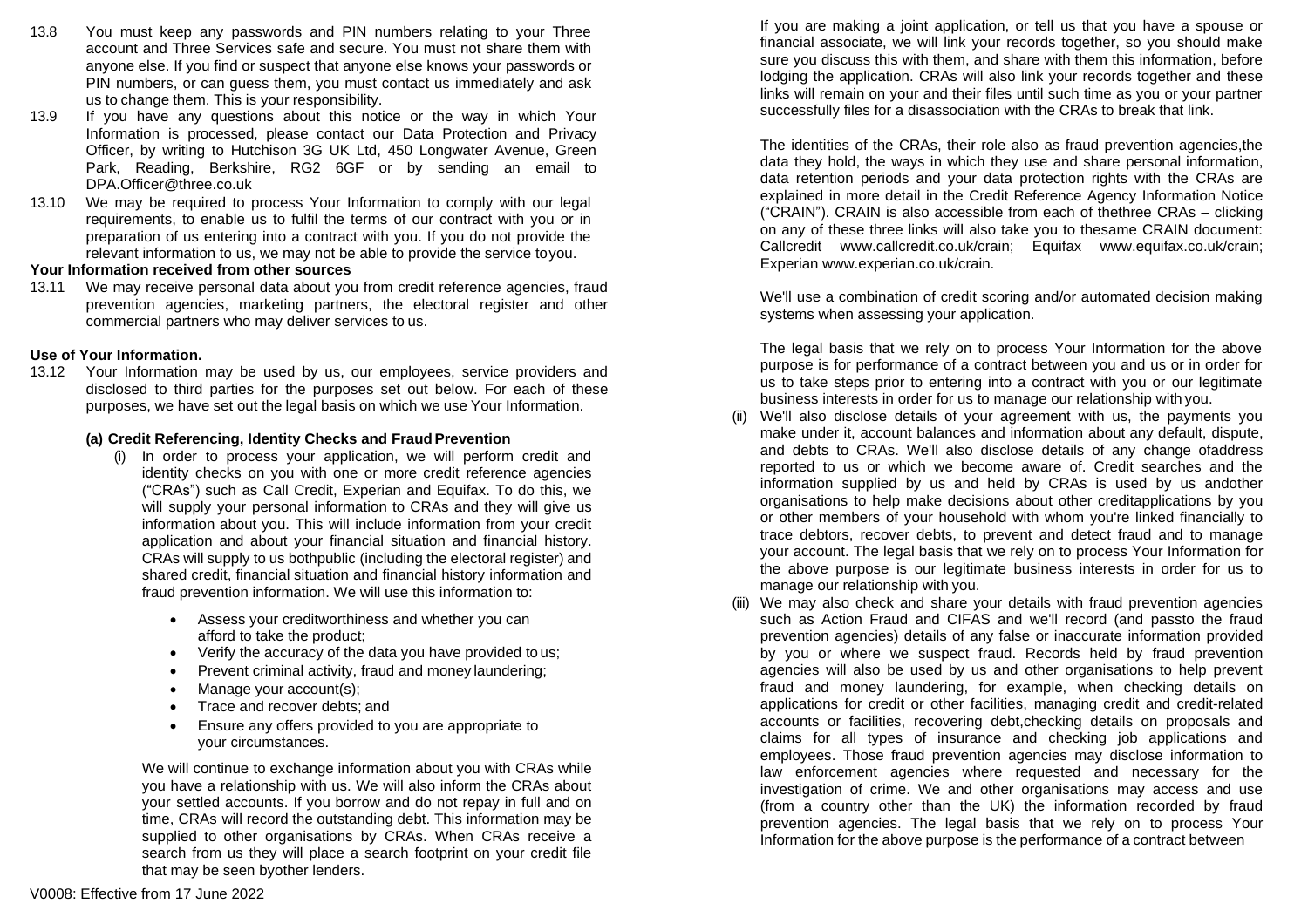13.8 You must keep any passwords and PIN numbers relating to your Three account and Three Services safe and secure. You must not share them with anyone else. If you find or suspect that anyone else knows your passwords or PIN numbers, or can guess them, you must contact us immediately and ask us to change them. This is your responsibility.

13.9 If you have any questions about this notice or the way in which Your Information is processed, please contact our Data Protection and Privacy Officer, by writing to Hutchison 3G UK Ltd, 450 Longwater Avenue, Green Park, Reading, Berkshire, RG2 6GF or by sending an email to DPA.Officer@three.co.uk

13.10 We may be required to process Your Information to comply with our legal requirements, to enable us to fulfil the terms of our contract with you or in preparation of us entering into a contract with you. If you do not provide the relevant information to us, we may not be able to provide the service to you.

**Your Information received from other sources**

13.11 We may receive personal data about you from credit reference agencies, fraud prevention agencies, marketing partners, the electoral register and other commercial partners who may deliver services to us.

**Use of Your Information.**

13.12 Your Information may be used by us, our employees, service providers and disclosed to third parties for the purposes set out below. For each of these purposes, we have set out the legal basis on which we use Your Information.

**(a) Credit Referencing, Identity Checks and Fraud Prevention**

(i) In order to process your application, we will perform credit and identity checks on you with one or more credit reference agencies ("CRAs") such as Call Credit, Experian and Equifax. To do this, we will supply your personal information to CRAs and they will give us information about you. This will include information from your credit application and about your financial situation and financial history. CRAs will supply to us both public (including the electoral register) and shared credit, financial situation and financial history information and fraud prevention information. We will use this information to:

- Assess your creditworthiness and whether you can afford to take the product;
- Verify the accuracy of the data you have provided to us;
- Prevent criminal activity, fraud and money laundering;
- Manage your account(s);
- Trace and recover debts; and
- Ensure any offers provided to you are appropriate to your circumstances.

We will continue to exchange information about you with CRAs while you have a relationship with us. We will also inform the CRAs about your settled accounts. If you borrow and do not repay in full and on time, CRAs will record the outstanding debt. This information may be supplied to other organisations by CRAs. When CRAs receive a search from us they will place a search footprint on your credit file that may be seen by other lenders.

If you are making a joint application, or tell us that you have a spouse or financial associate, we will link your records together, so you should make sure you discuss this with them, and share with them this information, before lodging the application. CRAs will also link your records together and these links will remain on your and their files until such time as you or your partner successfully files for a disassociation with the CRAs to break that link.

The identities of the CRAs, their role also as fraud prevention agencies, the data they hold, the ways in which they use and share personal information, data retention periods and your data protection rights with the CRAs are explained in more detail in the Credit Reference Agency Information Notice ("CRAIN"). CRAIN is also accessible from each of the three CRAs – clicking on any of these three links will also take you to the same CRAIN document: Callcredit www.callcredit.co.uk/crain; Equifax www.equifax.co.uk/crain; Experian www.experian.co.uk/crain.

We'll use a combination of credit scoring and/or automated decision making systems when assessing your application.

The legal basis that we rely on to process Your Information for the above purpose is for performance of a contract between you and us or in order for us to take steps prior to entering into a contract with you or our legitimate business interests in order for us to manage our relationship with you.

(ii) We'll also disclose details of your agreement with us, the payments you make under it, account balances and information about any default, dispute, and debts to CRAs. We'll also disclose details of any change of address reported to us or which we become aware of. Credit searches and the information supplied by us and held by CRAs is used by us and other organisations to help make decisions about other credit applications by you or other members of your household with whom you're linked financially to trace debtors, recover debts, to prevent and detect fraud and to manage your account. The legal basis that we rely on to process Your Information for the above purpose is our legitimate business interests in order for us to manage our relationship with you.

(iii) We may also check and share your details with fraud prevention agencies such as Action Fraud and CIFAS and we'll record (and pass to the fraud prevention agencies) details of any false or inaccurate information provided by you or where we suspect fraud. Records held by fraud prevention agencies will also be used by us and other organisations to help prevent fraud and money laundering, for example, when checking details on applications for credit or other facilities, managing credit and credit-related accounts or facilities, recovering debt, checking details on proposals and claims for all types of insurance and checking job applications and employees. Those fraud prevention agencies may disclose information to law enforcement agencies where requested and necessary for the investigation of crime. We and other organisations may access and use (from a country other than the UK) the information recorded by fraud prevention agencies. The legal basis that we rely on to process Your Information for the above purpose is the performance of a contract between

V0008: Effective from 17 June 2022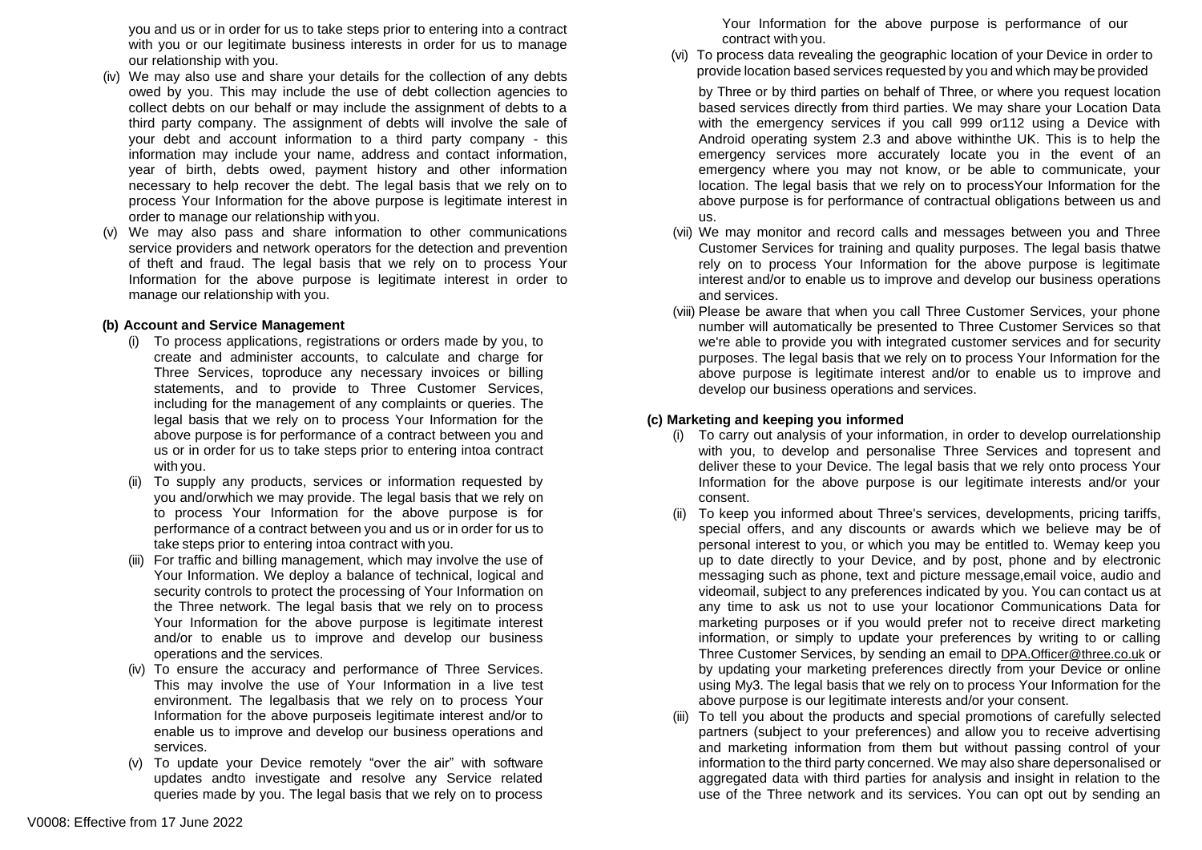you and us or in order for us to take steps prior to entering into a contract with you or our legitimate business interests in order for us to manage our relationship with you.

(iv) We may also use and share your details for the collection of any debts owed by you. This may include the use of debt collection agencies to collect debts on our behalf or may include the assignment of debts to a third party company. The assignment of debts will involve the sale of your debt and account information to a third party company - this information may include your name, address and contact information, year of birth, debts owed, payment history and other information necessary to help recover the debt. The legal basis that we rely on to process Your Information for the above purpose is legitimate interest in order to manage our relationship with you.

(v) We may also pass and share information to other communications service providers and network operators for the detection and prevention of theft and fraud. The legal basis that we rely on to process Your Information for the above purpose is legitimate interest in order to manage our relationship with you.

**(b) Account and Service Management**

(i) To process applications, registrations or orders made by you, to create and administer accounts, to calculate and charge for Three Services, toproduce any necessary invoices or billing statements, and to provide to Three Customer Services, including for the management of any complaints or queries. The legal basis that we rely on to process Your Information for the above purpose is for performance of a contract between you and us or in order for us to take steps prior to entering intoa contract with you.

(ii) To supply any products, services or information requested by you and/orwhich we may provide. The legal basis that we rely on to process Your Information for the above purpose is for performance of a contract between you and us or in order for us to take steps prior to entering intoa contract with you.

(iii) For traffic and billing management, which may involve the use of Your Information. We deploy a balance of technical, logical and security controls to protect the processing of Your Information on the Three network. The legal basis that we rely on to process Your Information for the above purpose is legitimate interest and/or to enable us to improve and develop our business operations and the services.

(iv) To ensure the accuracy and performance of Three Services. This may involve the use of Your Information in a live test environment. The legalbasis that we rely on to process Your Information for the above purposeis legitimate interest and/or to enable us to improve and develop our business operations and services.

(v) To update your Device remotely "over the air" with software updates andto investigate and resolve any Service related queries made by you. The legal basis that we rely on to process Your Information for the above purpose is performance of our contract with you.

(vi) To process data revealing the geographic location of your Device in order to provide location based services requested by you and which may be provided by Three or by third parties on behalf of Three, or where you request location based services directly from third parties. We may share your Location Data with the emergency services if you call 999 or112 using a Device with Android operating system 2.3 and above withinthe UK. This is to help the emergency services more accurately locate you in the event of an emergency where you may not know, or be able to communicate, your location. The legal basis that we rely on to processYour Information for the above purpose is for performance of contractual obligations between us and us.

(vii) We may monitor and record calls and messages between you and Three Customer Services for training and quality purposes. The legal basis thatwe rely on to process Your Information for the above purpose is legitimate interest and/or to enable us to improve and develop our business operations and services.

(viii) Please be aware that when you call Three Customer Services, your phone number will automatically be presented to Three Customer Services so that we're able to provide you with integrated customer services and for security purposes. The legal basis that we rely on to process Your Information for the above purpose is legitimate interest and/or to enable us to improve and develop our business operations and services.

**(c) Marketing and keeping you informed**

(i) To carry out analysis of your information, in order to develop ourrelationship with you, to develop and personalise Three Services and topresent and deliver these to your Device. The legal basis that we rely onto process Your Information for the above purpose is our legitimate interests and/or your consent.

(ii) To keep you informed about Three's services, developments, pricing tariffs, special offers, and any discounts or awards which we believe may be of personal interest to you, or which you may be entitled to. Wemay keep you up to date directly to your Device, and by post, phone and by electronic messaging such as phone, text and picture message,email voice, audio and videomail, subject to any preferences indicated by you. You can contact us at any time to ask us not to use your locationor Communications Data for marketing purposes or if you would prefer not to receive direct marketing information, or simply to update your preferences by writing to or calling Three Customer Services, by sending an email to DPA.Officer@three.co.uk or by updating your marketing preferences directly from your Device or online using My3. The legal basis that we rely on to process Your Information for the above purpose is our legitimate interests and/or your consent.

(iii) To tell you about the products and special promotions of carefully selected partners (subject to your preferences) and allow you to receive advertising and marketing information from them but without passing control of your information to the third party concerned. We may also share depersonalised or aggregated data with third parties for analysis and insight in relation to the use of the Three network and its services. You can opt out by sending an

V0008: Effective from 17 June 2022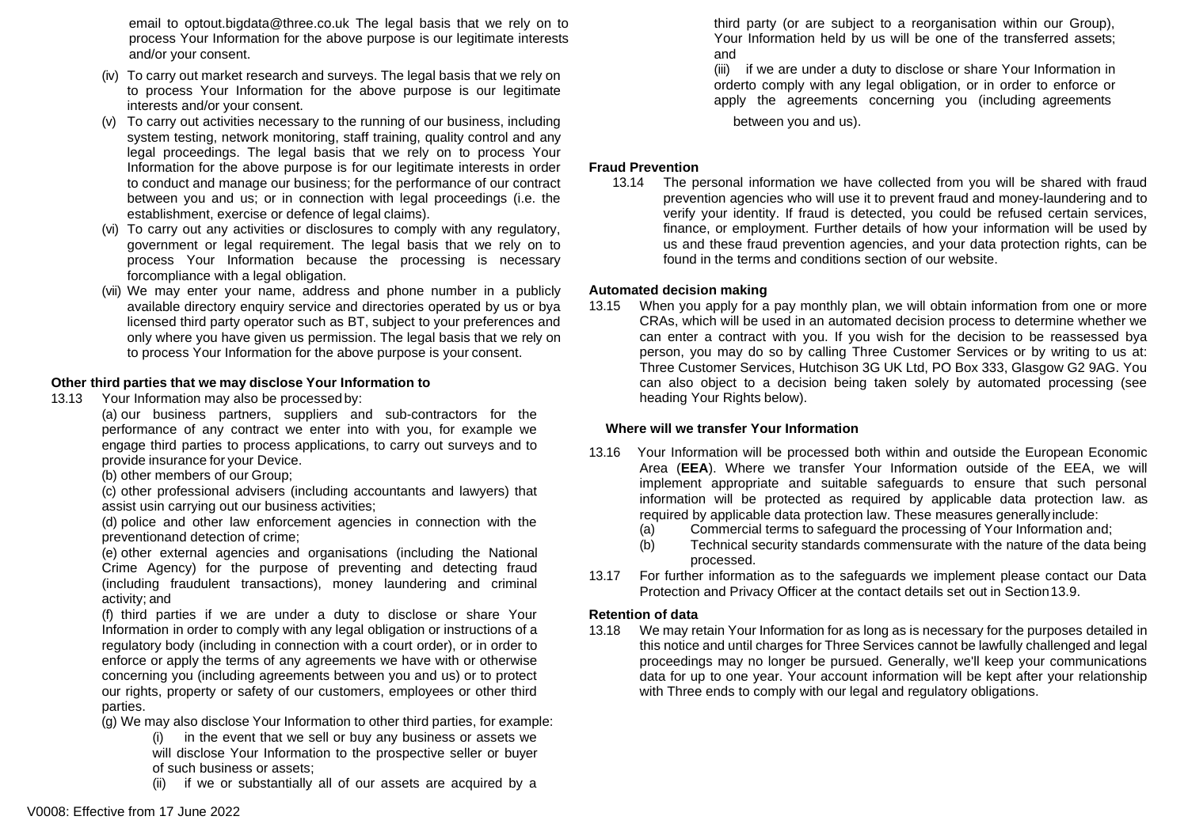email to optout.bigdata@three.co.uk The legal basis that we rely on to process Your Information for the above purpose is our legitimate interests and/or your consent.

(iv) To carry out market research and surveys. The legal basis that we rely on to process Your Information for the above purpose is our legitimate interests and/or your consent.

(v) To carry out activities necessary to the running of our business, including system testing, network monitoring, staff training, quality control and any legal proceedings. The legal basis that we rely on to process Your Information for the above purpose is for our legitimate interests in order to conduct and manage our business; for the performance of our contract between you and us; or in connection with legal proceedings (i.e. the establishment, exercise or defence of legal claims).

(vi) To carry out any activities or disclosures to comply with any regulatory, government or legal requirement. The legal basis that we rely on to process Your Information because the processing is necessary forcompliance with a legal obligation.

(vii) We may enter your name, address and phone number in a publicly available directory enquiry service and directories operated by us or bya licensed third party operator such as BT, subject to your preferences and only where you have given us permission. The legal basis that we rely on to process Your Information for the above purpose is your consent.

**Other third parties that we may disclose Your Information to**

13.13 Your Information may also be processed by:

(a) our business partners, suppliers and sub-contractors for the performance of any contract we enter into with you, for example we engage third parties to process applications, to carry out surveys and to provide insurance for your Device.

(b) other members of our Group;

(c) other professional advisers (including accountants and lawyers) that assist usin carrying out our business activities;

(d) police and other law enforcement agencies in connection with the preventionand detection of crime;

(e) other external agencies and organisations (including the National Crime Agency) for the purpose of preventing and detecting fraud (including fraudulent transactions), money laundering and criminal activity; and

(f) third parties if we are under a duty to disclose or share Your Information in order to comply with any legal obligation or instructions of a regulatory body (including in connection with a court order), or in order to enforce or apply the terms of any agreements we have with or otherwise concerning you (including agreements between you and us) or to protect our rights, property or safety of our customers, employees or other third parties.

(g) We may also disclose Your Information to other third parties, for example:

(i) in the event that we sell or buy any business or assets we will disclose Your Information to the prospective seller or buyer of such business or assets;

(ii) if we or substantially all of our assets are acquired by a third party (or are subject to a reorganisation within our Group), Your Information held by us will be one of the transferred assets; and

(iii) if we are under a duty to disclose or share Your Information in orderto comply with any legal obligation, or in order to enforce or apply the agreements concerning you (including agreements between you and us).

**Fraud Prevention**

13.14 The personal information we have collected from you will be shared with fraud prevention agencies who will use it to prevent fraud and money-laundering and to verify your identity. If fraud is detected, you could be refused certain services, finance, or employment. Further details of how your information will be used by us and these fraud prevention agencies, and your data protection rights, can be found in the terms and conditions section of our website.

**Automated decision making**

13.15 When you apply for a pay monthly plan, we will obtain information from one or more CRAs, which will be used in an automated decision process to determine whether we can enter a contract with you. If you wish for the decision to be reassessed bya person, you may do so by calling Three Customer Services or by writing to us at: Three Customer Services, Hutchison 3G UK Ltd, PO Box 333, Glasgow G2 9AG. You can also object to a decision being taken solely by automated processing (see heading Your Rights below).

**Where will we transfer Your Information**

13.16 Your Information will be processed both within and outside the European Economic Area (**EEA**). Where we transfer Your Information outside of the EEA, we will implement appropriate and suitable safeguards to ensure that such personal information will be protected as required by applicable data protection law. as required by applicable data protection law. These measures generally include:

(a) Commercial terms to safeguard the processing of Your Information and;

(b) Technical security standards commensurate with the nature of the data being processed.

13.17 For further information as to the safeguards we implement please contact our Data Protection and Privacy Officer at the contact details set out in Section 13.9.

**Retention of data**

13.18 We may retain Your Information for as long as is necessary for the purposes detailed in this notice and until charges for Three Services cannot be lawfully challenged and legal proceedings may no longer be pursued. Generally, we'll keep your communications data for up to one year. Your account information will be kept after your relationship with Three ends to comply with our legal and regulatory obligations.

V0008: Effective from 17 June 2022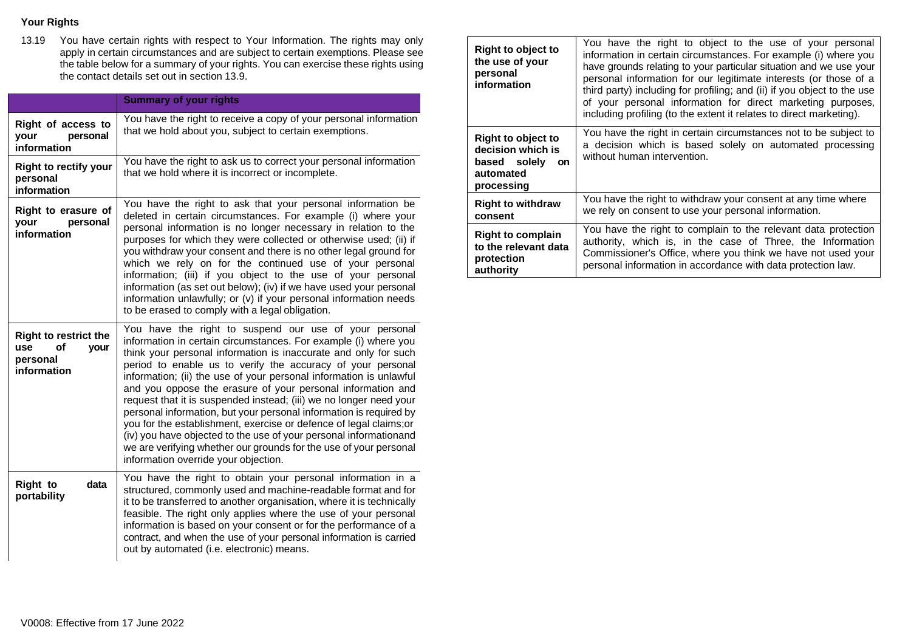**Your Rights**

13.19 You have certain rights with respect to Your Information. The rights may only apply in certain circumstances and are subject to certain exemptions. Please see the table below for a summary of your rights. You can exercise these rights using the contact details set out in section 13.9.

| | **Summary of your rights** |
|---|---|
| **Right of access to your personal information** | You have the right to receive a copy of your personal information that we hold about you, subject to certain exemptions. |
| **Right to rectify your personal information** | You have the right to ask us to correct your personal information that we hold where it is incorrect or incomplete. |
| **Right to erasure of your personal information** | You have the right to ask that your personal information be deleted in certain circumstances. For example (i) where your personal information is no longer necessary in relation to the purposes for which they were collected or otherwise used; (ii) if you withdraw your consent and there is no other legal ground for which we rely on for the continued use of your personal information; (iii) if you object to the use of your personal information (as set out below); (iv) if we have used your personal information unlawfully; or (v) if your personal information needs to be erased to comply with a legal obligation. |
| **Right to restrict the use of your personal information** | You have the right to suspend our use of your personal information in certain circumstances. For example (i) where you think your personal information is inaccurate and only for such period to enable us to verify the accuracy of your personal information; (ii) the use of your personal information is unlawful and you oppose the erasure of your personal information and request that it is suspended instead; (iii) we no longer need your personal information, but your personal information is required by you for the establishment, exercise or defence of legal claims;or (iv) you have objected to the use of your personal informationand we are verifying whether our grounds for the use of your personal information override your objection. |
| **Right to data portability** | You have the right to obtain your personal information in a structured, commonly used and machine-readable format and for it to be transferred to another organisation, where it is technically feasible. The right only applies where the use of your personal information is based on your consent or for the performance of a contract, and when the use of your personal information is carried out by automated (i.e. electronic) means. |
| **Right to object to the use of your personal information** | You have the right to object to the use of your personal information in certain circumstances. For example (i) where you have grounds relating to your particular situation and we use your personal information for our legitimate interests (or those of a third party) including for profiling; and (ii) if you object to the use of your personal information for direct marketing purposes, including profiling (to the extent it relates to direct marketing). |
| **Right to object to decision which is based solely on automated processing** | You have the right in certain circumstances not to be subject to a decision which is based solely on automated processing without human intervention. |
| **Right to withdraw consent** | You have the right to withdraw your consent at any time where we rely on consent to use your personal information. |
| **Right to complain to the relevant data protection authority** | You have the right to complain to the relevant data protection authority, which is, in the case of Three, the Information Commissioner's Office, where you think we have not used your personal information in accordance with data protection law. |

V0008: Effective from 17 June 2022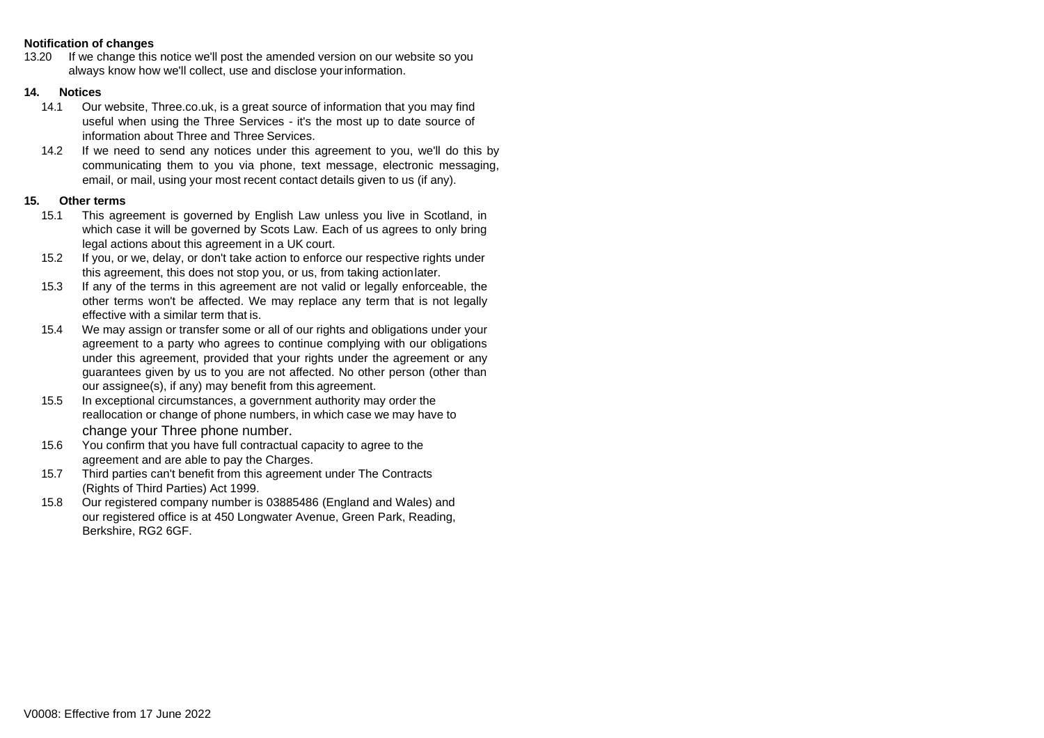**Notification of changes**

13.20 If we change this notice we'll post the amended version on our website so you always know how we'll collect, use and disclose your information.

**14. Notices**

14.1 Our website, Three.co.uk, is a great source of information that you may find useful when using the Three Services - it's the most up to date source of information about Three and Three Services.

14.2 If we need to send any notices under this agreement to you, we'll do this by communicating them to you via phone, text message, electronic messaging, email, or mail, using your most recent contact details given to us (if any).

**15. Other terms**

15.1 This agreement is governed by English Law unless you live in Scotland, in which case it will be governed by Scots Law. Each of us agrees to only bring legal actions about this agreement in a UK court.

15.2 If you, or we, delay, or don't take action to enforce our respective rights under this agreement, this does not stop you, or us, from taking action later.

15.3 If any of the terms in this agreement are not valid or legally enforceable, the other terms won't be affected. We may replace any term that is not legally effective with a similar term that is.

15.4 We may assign or transfer some or all of our rights and obligations under your agreement to a party who agrees to continue complying with our obligations under this agreement, provided that your rights under the agreement or any guarantees given by us to you are not affected. No other person (other than our assignee(s), if any) may benefit from this agreement.

15.5 In exceptional circumstances, a government authority may order the reallocation or change of phone numbers, in which case we may have to change your Three phone number.

15.6 You confirm that you have full contractual capacity to agree to the agreement and are able to pay the Charges.

15.7 Third parties can't benefit from this agreement under The Contracts (Rights of Third Parties) Act 1999.

15.8 Our registered company number is 03885486 (England and Wales) and our registered office is at 450 Longwater Avenue, Green Park, Reading, Berkshire, RG2 6GF.

V0008: Effective from 17 June 2022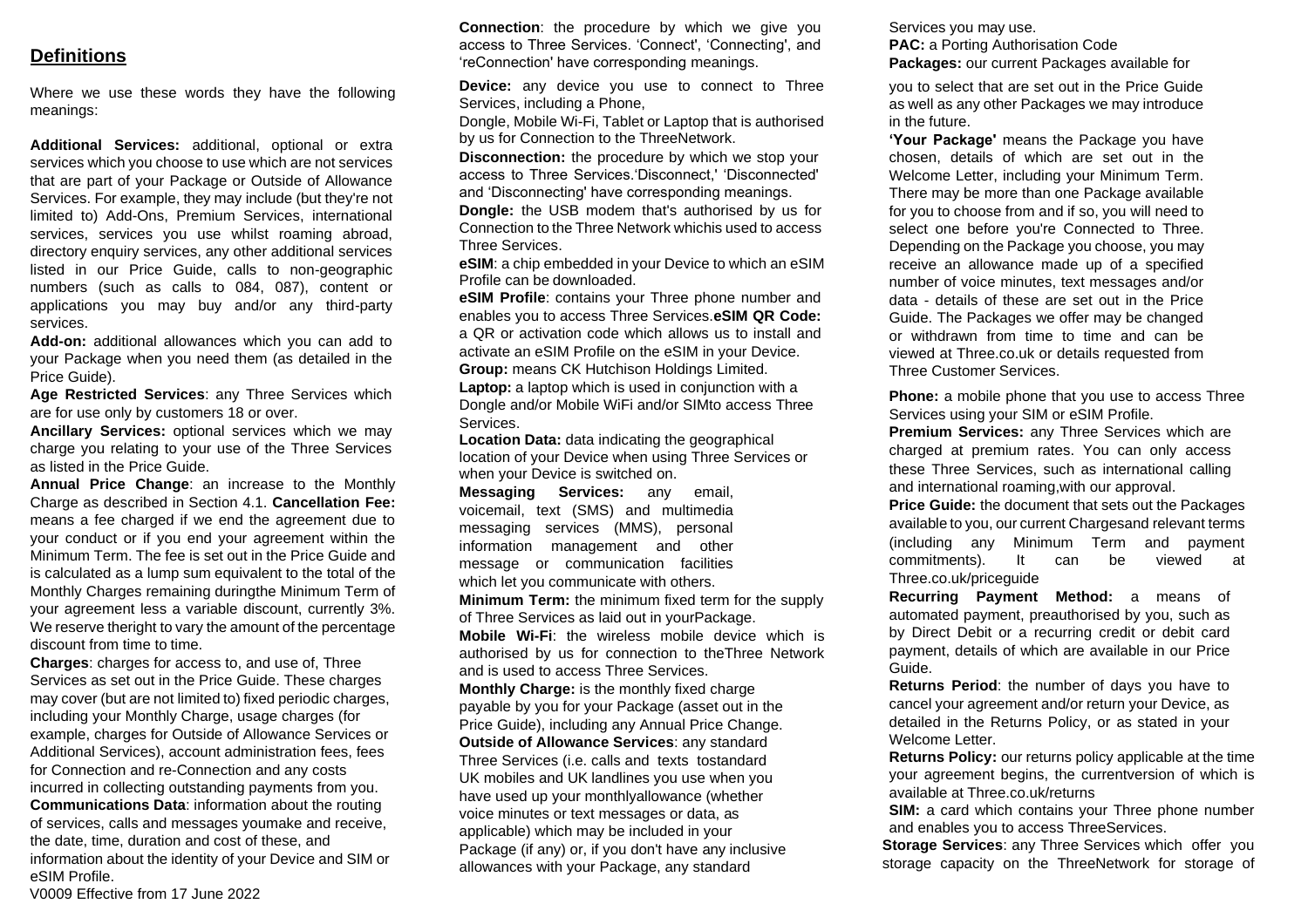## Definitions

Where we use these words they have the following meanings:

**Additional Services:** additional, optional or extra services which you choose to use which are not services that are part of your Package or Outside of Allowance Services. For example, they may include (but they're not limited to) Add-Ons, Premium Services, international services, services you use whilst roaming abroad, directory enquiry services, any other additional services listed in our Price Guide, calls to non-geographic numbers (such as calls to 084, 087), content or applications you may buy and/or any third-party services.

**Add-on:** additional allowances which you can add to your Package when you need them (as detailed in the Price Guide).

**Age Restricted Services**: any Three Services which are for use only by customers 18 or over.

**Ancillary Services:** optional services which we may charge you relating to your use of the Three Services as listed in the Price Guide.

**Annual Price Change**: an increase to the Monthly Charge as described in Section 4.1. **Cancellation Fee:** means a fee charged if we end the agreement due to your conduct or if you end your agreement within the Minimum Term. The fee is set out in the Price Guide and is calculated as a lump sum equivalent to the total of the Monthly Charges remaining duringthe Minimum Term of your agreement less a variable discount, currently 3%. We reserve theright to vary the amount of the percentage discount from time to time.

**Charges**: charges for access to, and use of, Three Services as set out in the Price Guide. These charges may cover (but are not limited to) fixed periodic charges, including your Monthly Charge, usage charges (for example, charges for Outside of Allowance Services or Additional Services), account administration fees, fees for Connection and re-Connection and any costs incurred in collecting outstanding payments from you.

**Communications Data**: information about the routing of services, calls and messages youmake and receive, the date, time, duration and cost of these, and information about the identity of your Device and SIM or eSIM Profile.

V0009 Effective from 17 June 2022

**Connection**: the procedure by which we give you access to Three Services. 'Connect', 'Connecting', and 'reConnection' have corresponding meanings.

**Device:** any device you use to connect to Three Services, including a Phone, Dongle, Mobile Wi-Fi, Tablet or Laptop that is authorised by us for Connection to the ThreeNetwork.

**Disconnection:** the procedure by which we stop your access to Three Services.'Disconnect,' 'Disconnected' and 'Disconnecting' have corresponding meanings.

**Dongle:** the USB modem that's authorised by us for Connection to the Three Network whichis used to access Three Services.

**eSIM**: a chip embedded in your Device to which an eSIM Profile can be downloaded.

**eSIM Profile**: contains your Three phone number and enables you to access Three Services.

**eSIM QR Code:** a QR or activation code which allows us to install and activate an eSIM Profile on the eSIM in your Device.

**Group:** means CK Hutchison Holdings Limited.

**Laptop:** a laptop which is used in conjunction with a Dongle and/or Mobile WiFi and/or SIMto access Three Services.

**Location Data:** data indicating the geographical location of your Device when using Three Services or when your Device is switched on.

**Messaging Services:** any email, voicemail, text (SMS) and multimedia messaging services (MMS), personal information management and other message or communication facilities which let you communicate with others.

**Minimum Term:** the minimum fixed term for the supply of Three Services as laid out in yourPackage.

**Mobile Wi-Fi**: the wireless mobile device which is authorised by us for connection to theThree Network and is used to access Three Services.

**Monthly Charge:** is the monthly fixed charge payable by you for your Package (asset out in the Price Guide), including any Annual Price Change.

**Outside of Allowance Services**: any standard Three Services (i.e. calls and texts tostandard UK mobiles and UK landlines you use when you have used up your monthlyallowance (whether voice minutes or text messages or data, as applicable) which may be included in your Package (if any) or, if you don't have any inclusive allowances with your Package, any standard Services you may use.

**PAC:** a Porting Authorisation Code

**Packages:** our current Packages available for you to select that are set out in the Price Guide as well as any other Packages we may introduce in the future.

**'Your Package'** means the Package you have chosen, details of which are set out in the Welcome Letter, including your Minimum Term. There may be more than one Package available for you to choose from and if so, you will need to select one before you're Connected to Three. Depending on the Package you choose, you may receive an allowance made up of a specified number of voice minutes, text messages and/or data - details of these are set out in the Price Guide. The Packages we offer may be changed or withdrawn from time to time and can be viewed at Three.co.uk or details requested from Three Customer Services.

**Phone:** a mobile phone that you use to access Three Services using your SIM or eSIM Profile.

**Premium Services:** any Three Services which are charged at premium rates. You can only access these Three Services, such as international calling and international roaming,with our approval.

**Price Guide:** the document that sets out the Packages available to you, our current Chargesand relevant terms (including any Minimum Term and payment commitments). It can be viewed at Three.co.uk/priceguide

**Recurring Payment Method:** a means of automated payment, preauthorised by you, such as by Direct Debit or a recurring credit or debit card payment, details of which are available in our Price Guide.

**Returns Period**: the number of days you have to cancel your agreement and/or return your Device, as detailed in the Returns Policy, or as stated in your Welcome Letter.

**Returns Policy:** our returns policy applicable at the time your agreement begins, the currentversion of which is available at Three.co.uk/returns

**SIM:** a card which contains your Three phone number and enables you to access ThreeServices.

**Storage Services**: any Three Services which offer you storage capacity on the ThreeNetwork for storage of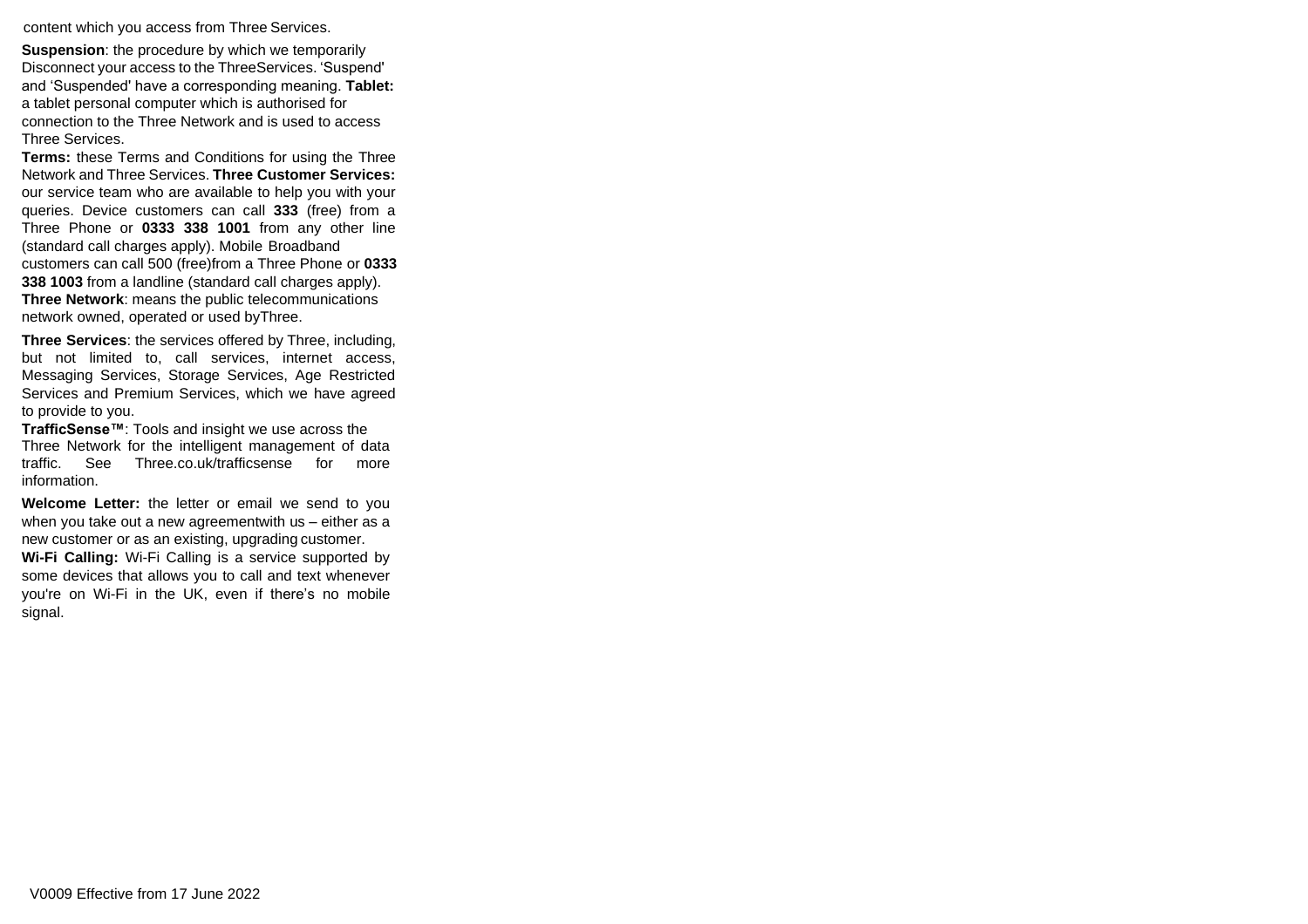content which you access from Three Services.

**Suspension**: the procedure by which we temporarily Disconnect your access to the ThreeServices. 'Suspend' and 'Suspended' have a corresponding meaning. **Tablet:** a tablet personal computer which is authorised for connection to the Three Network and is used to access Three Services.

**Terms:** these Terms and Conditions for using the Three Network and Three Services. **Three Customer Services:** our service team who are available to help you with your queries. Device customers can call **333** (free) from a Three Phone or **0333 338 1001** from any other line (standard call charges apply). Mobile Broadband customers can call 500 (free)from a Three Phone or **0333 338 1003** from a landline (standard call charges apply).

**Three Network**: means the public telecommunications network owned, operated or used byThree.

**Three Services**: the services offered by Three, including, but not limited to, call services, internet access, Messaging Services, Storage Services, Age Restricted Services and Premium Services, which we have agreed to provide to you.

**TrafficSense™**: Tools and insight we use across the Three Network for the intelligent management of data traffic. See Three.co.uk/trafficsense for more information.

**Welcome Letter:** the letter or email we send to you when you take out a new agreementwith us – either as a new customer or as an existing, upgrading customer.

**Wi-Fi Calling:** Wi-Fi Calling is a service supported by some devices that allows you to call and text whenever you're on Wi-Fi in the UK, even if there's no mobile signal.

V0009 Effective from 17 June 2022